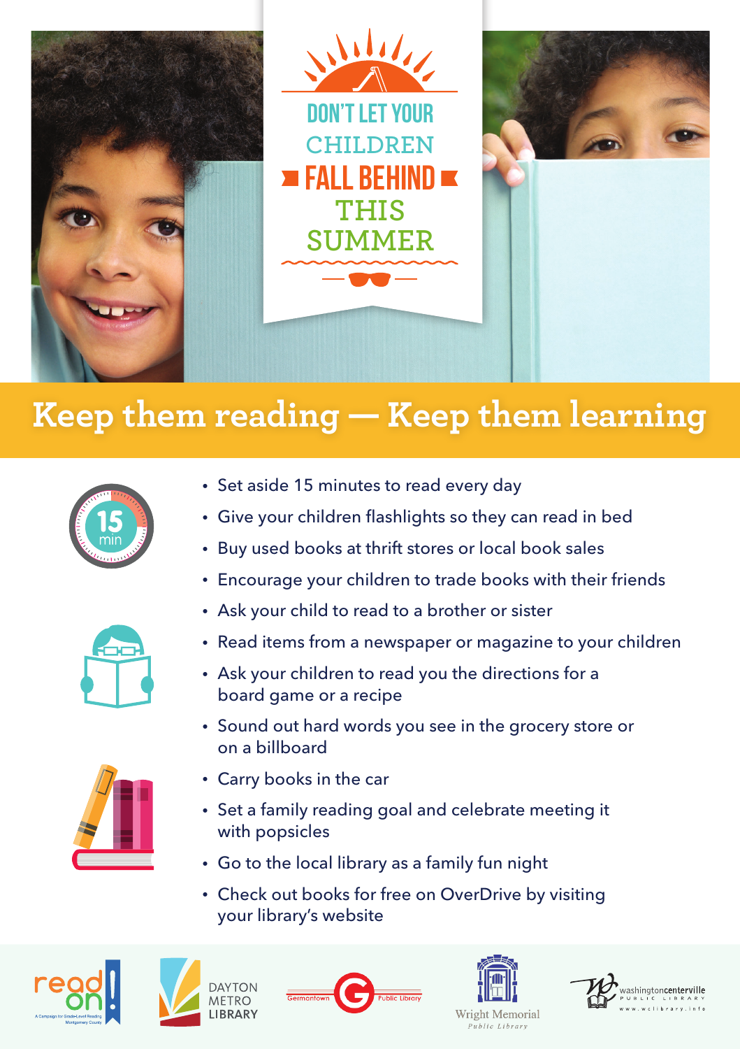# DON'T LET YOUR CHILDREN FALL BEHIND THIS SUMMER

## Keep them reading — Keep them learning

- Set aside 15 minutes to read every day
- Give your children flashlights so they can read in bed
- Buy used books at thrift stores or local book sales
- Encourage your children to trade books with their friends
- Ask your child to read to a brother or sister
- Read items from a newspaper or magazine to your children
- Ask your children to read you the directions for a board game or a recipe
- Sound out hard words you see in the grocery store or on a billboard
- Carry books in the car
- Set a family reading goal and celebrate meeting it with popsicles
- Go to the local library as a family fun night
- Check out books for free on OverDrive by visiting your library's website

read on! A Campaign for Grade-Level Reading Montgomery County

DAYTON METRO LIBRARY

Germantown Public Library

Wright Memorial Public Library

washingtoncenterville PUBLIC LIBRARY www.wclibrary.info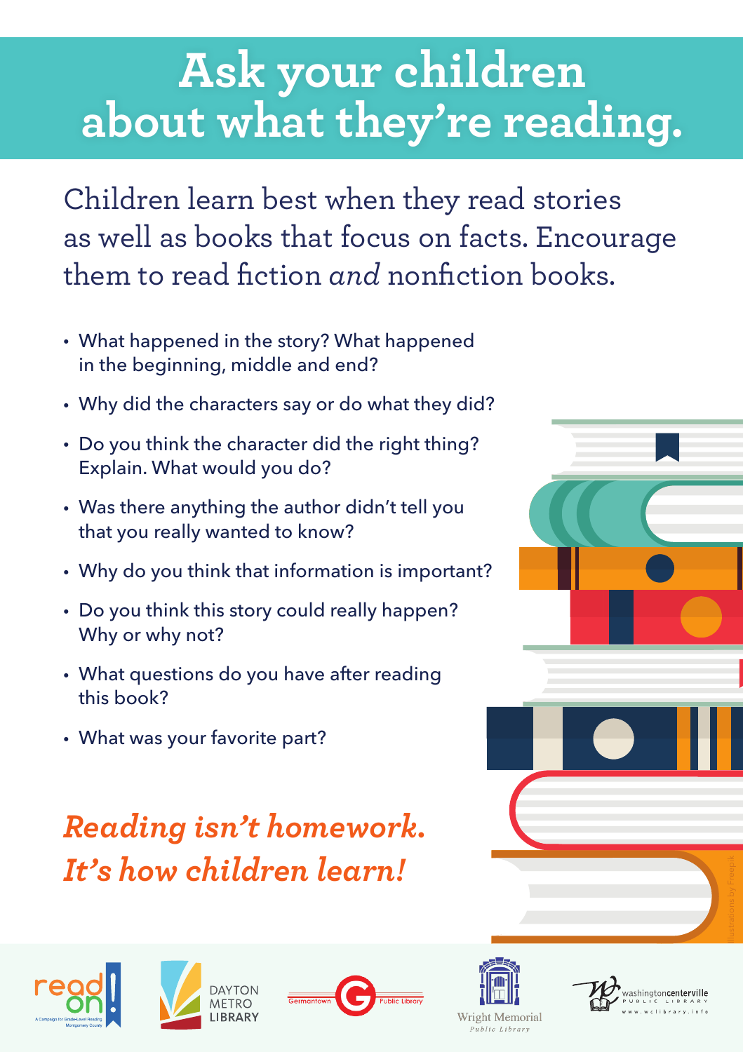# Ask your children about what they're reading.

Children learn best when they read stories as well as books that focus on facts. Encourage them to read fiction *and* nonfiction books.

- What happened in the story? What happened in the beginning, middle and end?
- Why did the characters say or do what they did?
- Do you think the character did the right thing? Explain. What would you do?
- Was there anything the author didn't tell you that you really wanted to know?
- Why do you think that information is important?
- Do you think this story could really happen? Why or why not?
- What questions do you have after reading this book?
- What was your favorite part?

***Reading isn't homework. It's how children learn!***

Illustrations by Freepik

read on! A Campaign for Grade-Level Reading Montgomery County

DAYTON METRO LIBRARY

Germantown Public Library

Wright Memorial Public Library

washingtoncenterville PUBLIC LIBRARY www.wclibrary.info